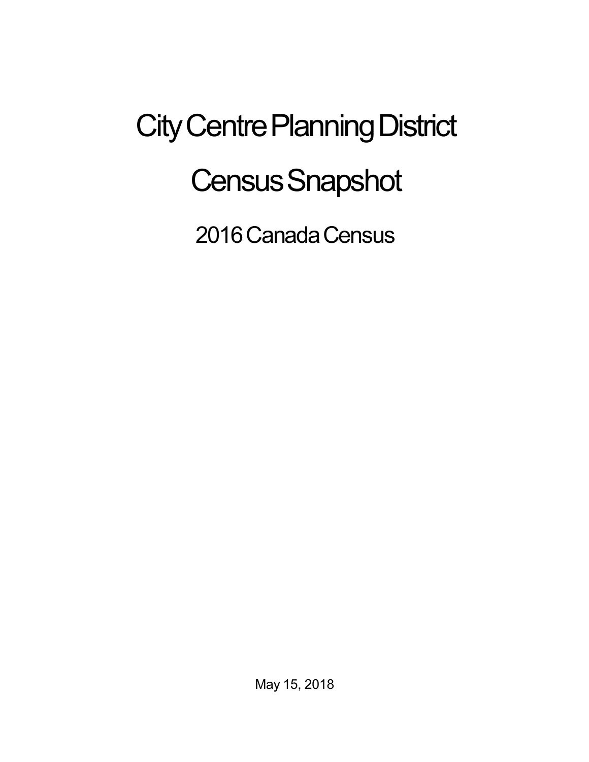# City Centre Planning District

# Census Snapshot

## 2016 Canada Census

May 15, 2018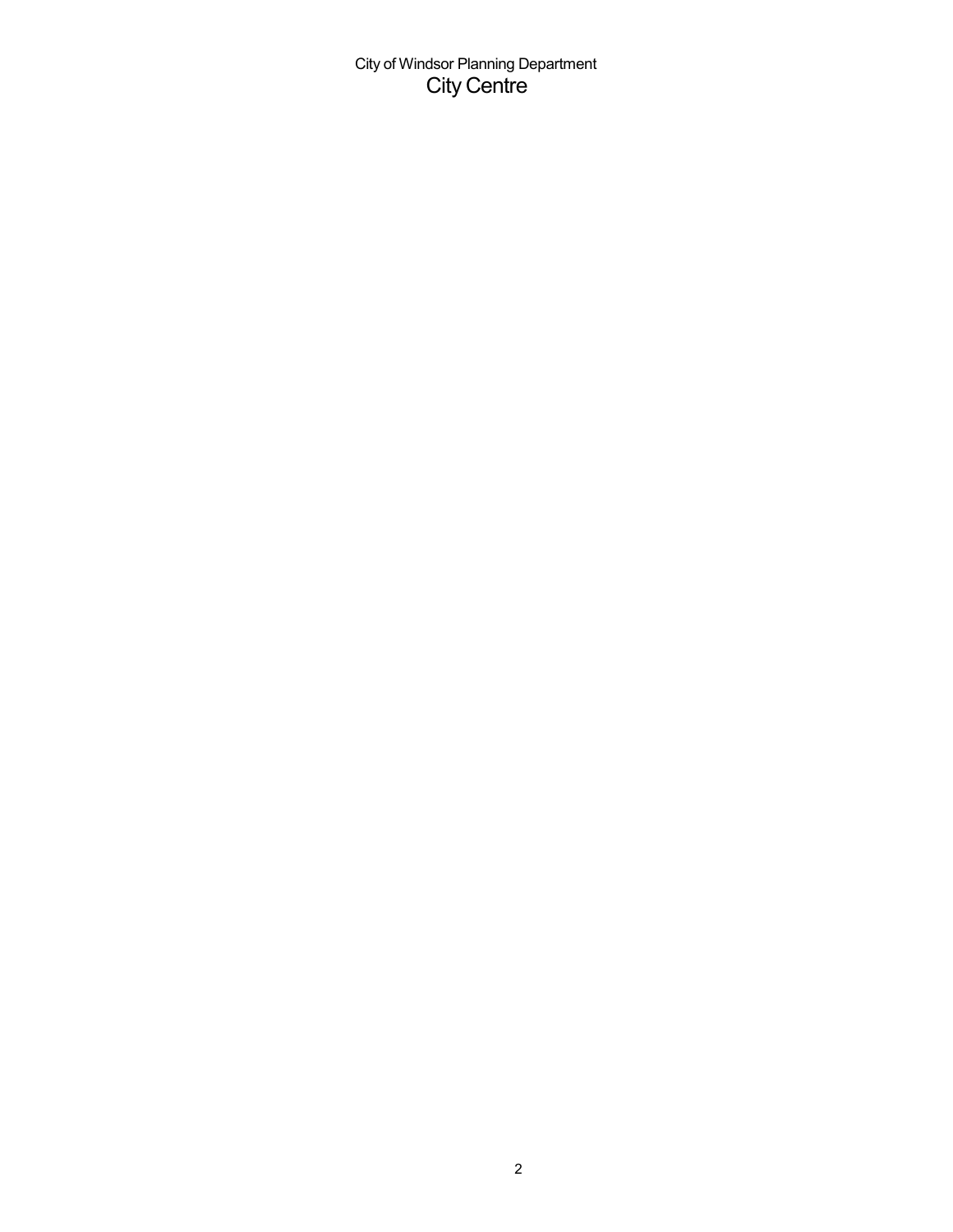City of Windsor Planning Department

# City Centre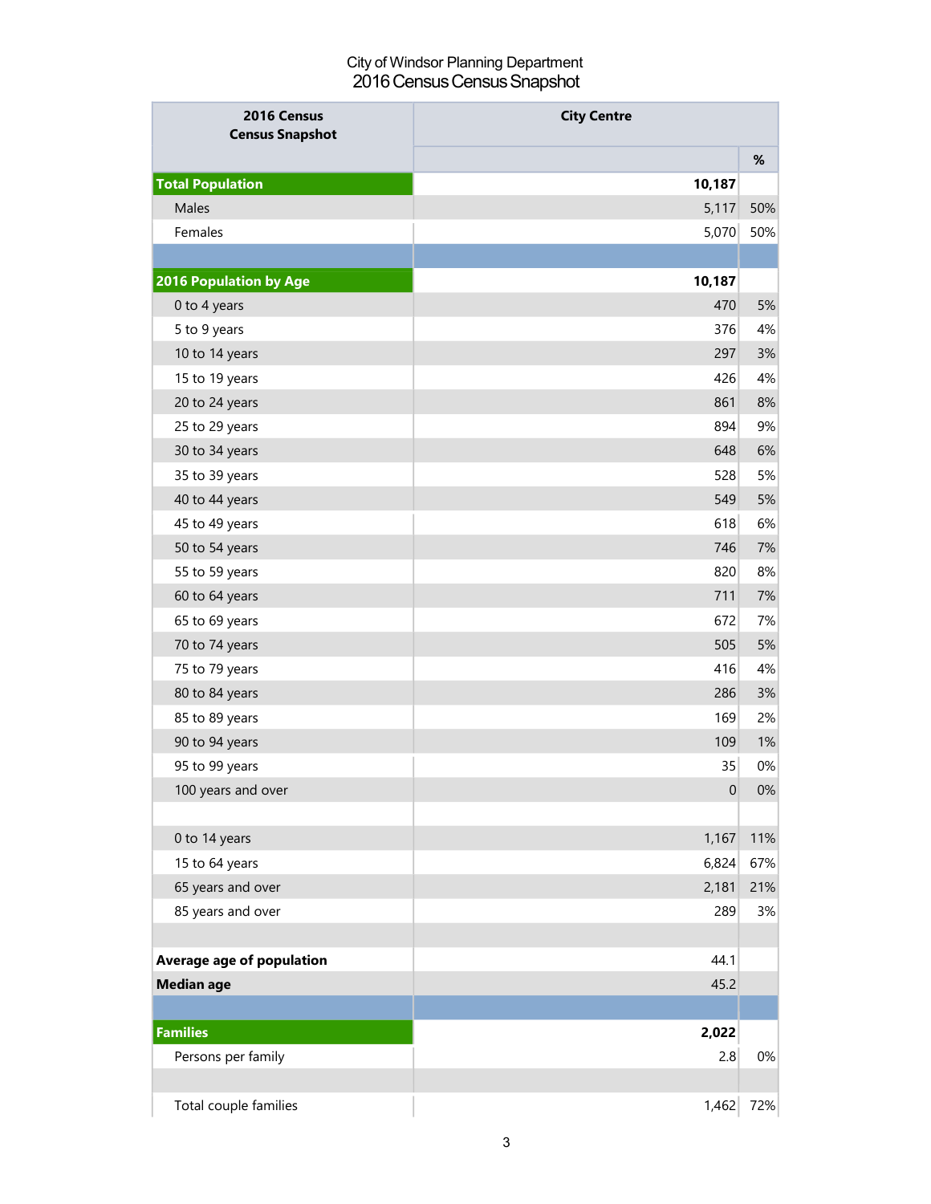City of Windsor Planning Department
2016 Census Census Snapshot

| 2016 Census Census Snapshot | City Centre | |
|---|---|---|
| | | % |
| **Total Population** | **10,187** | |
| Males | 5,117 | 50% |
| Females | 5,070 | 50% |
| | | |
| **2016 Population by Age** | **10,187** | |
| 0 to 4 years | 470 | 5% |
| 5 to 9 years | 376 | 4% |
| 10 to 14 years | 297 | 3% |
| 15 to 19 years | 426 | 4% |
| 20 to 24 years | 861 | 8% |
| 25 to 29 years | 894 | 9% |
| 30 to 34 years | 648 | 6% |
| 35 to 39 years | 528 | 5% |
| 40 to 44 years | 549 | 5% |
| 45 to 49 years | 618 | 6% |
| 50 to 54 years | 746 | 7% |
| 55 to 59 years | 820 | 8% |
| 60 to 64 years | 711 | 7% |
| 65 to 69 years | 672 | 7% |
| 70 to 74 years | 505 | 5% |
| 75 to 79 years | 416 | 4% |
| 80 to 84 years | 286 | 3% |
| 85 to 89 years | 169 | 2% |
| 90 to 94 years | 109 | 1% |
| 95 to 99 years | 35 | 0% |
| 100 years and over | 0 | 0% |
| | | |
| 0 to 14 years | 1,167 | 11% |
| 15 to 64 years | 6,824 | 67% |
| 65 years and over | 2,181 | 21% |
| 85 years and over | 289 | 3% |
| | | |
| **Average age of population** | 44.1 | |
| **Median age** | 45.2 | |
| | | |
| **Families** | **2,022** | |
| Persons per family | 2.8 | 0% |
| | | |
| Total couple families | 1,462 | 72% |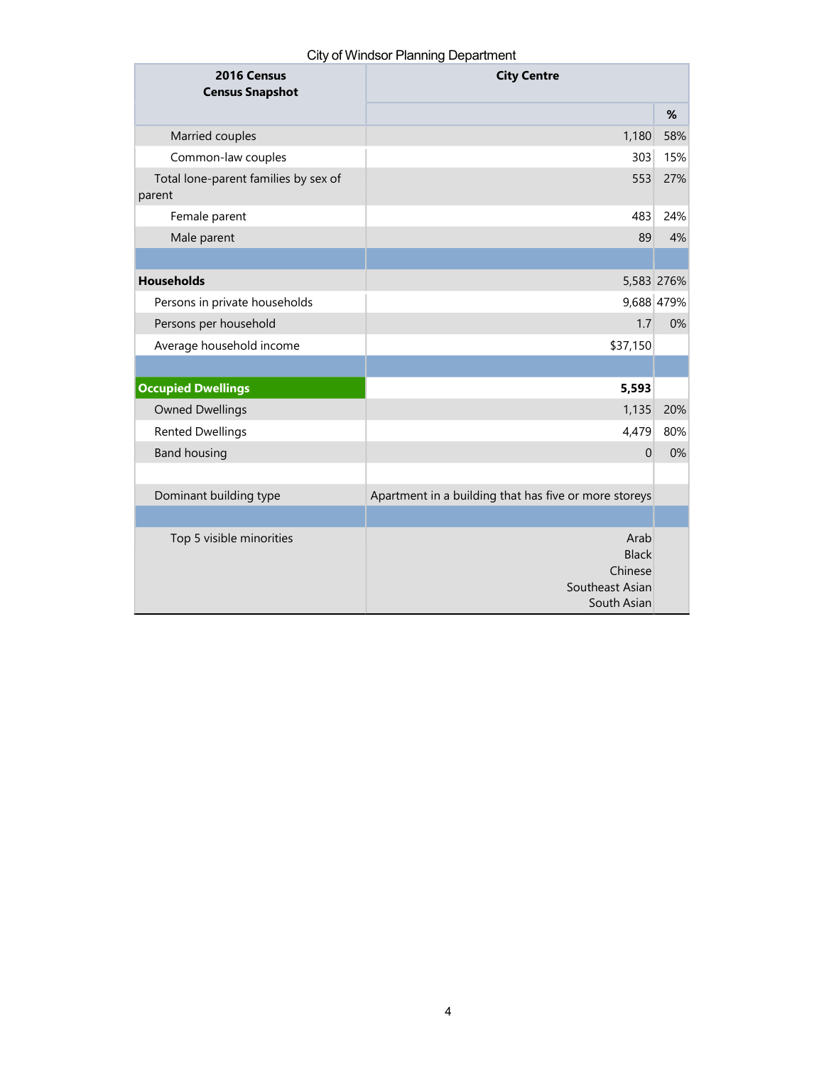City of Windsor Planning Department

| 2016 Census<br>Census Snapshot | City Centre | |
|---|---|---|
| | | % |
| Married couples | 1,180 | 58% |
| Common-law couples | 303 | 15% |
| Total lone-parent families by sex of parent | 553 | 27% |
| Female parent | 483 | 24% |
| Male parent | 89 | 4% |
| | | |
| **Households** | 5,583 | 276% |
| Persons in private households | 9,688 | 479% |
| Persons per household | 1.7 | 0% |
| Average household income | $37,150 | |
| | | |
| **Occupied Dwellings** | **5,593** | |
| Owned Dwellings | 1,135 | 20% |
| Rented Dwellings | 4,479 | 80% |
| Band housing | 0 | 0% |
| | | |
| Dominant building type | Apartment in a building that has five or more storeys | |
| | | |
| Top 5 visible minorities | Arab<br>Black<br>Chinese<br>Southeast Asian<br>South Asian | |